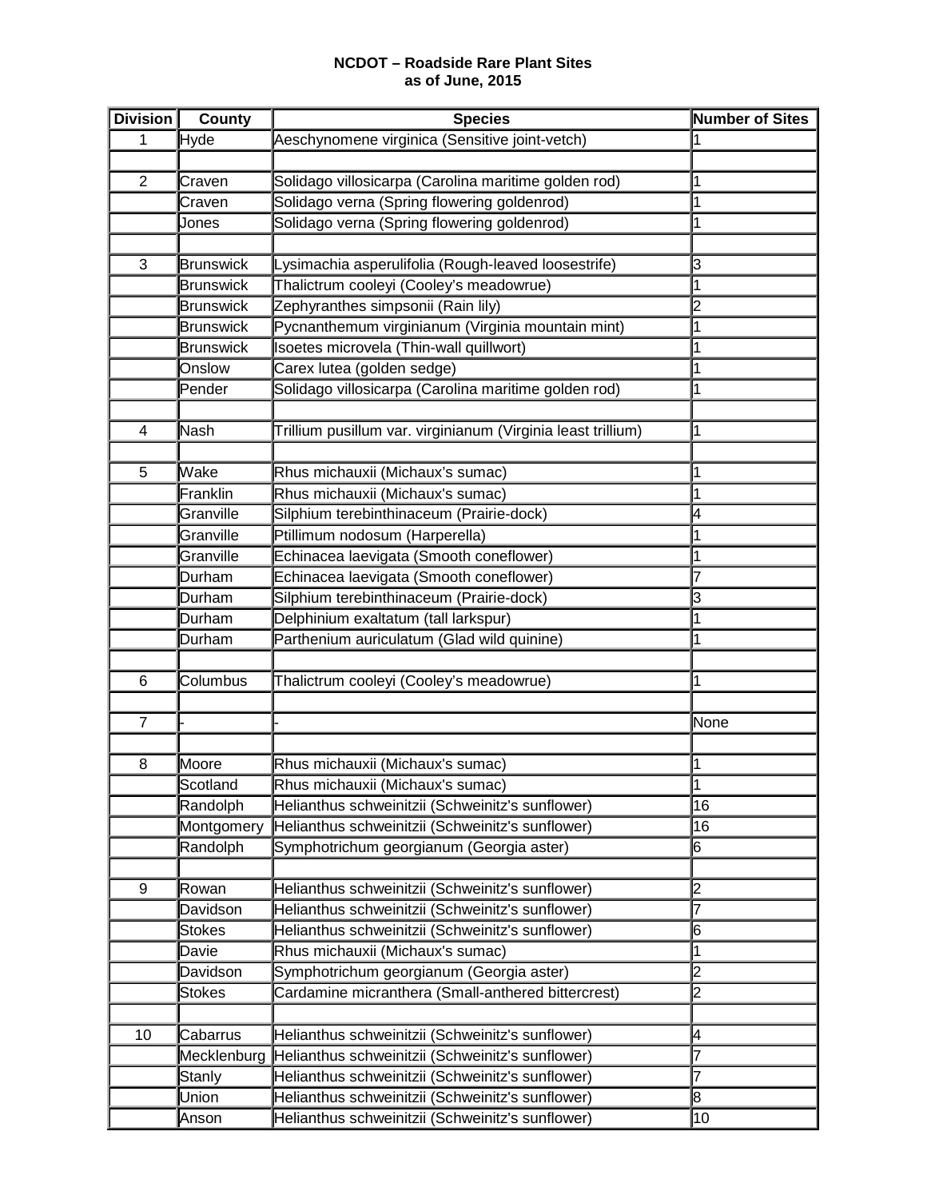**NCDOT – Roadside Rare Plant Sites**
**as of June, 2015**

| Division | County | Species | Number of Sites |
|---|---|---|---|
| 1 | Hyde | Aeschynomene virginica (Sensitive joint-vetch) | 1 |
| | | | |
| 2 | Craven | Solidago villosicarpa (Carolina maritime golden rod) | 1 |
| | Craven | Solidago verna (Spring flowering goldenrod) | 1 |
| | Jones | Solidago verna (Spring flowering goldenrod) | 1 |
| | | | |
| 3 | Brunswick | Lysimachia asperulifolia (Rough-leaved loosestrife) | 3 |
| | Brunswick | Thalictrum cooleyi (Cooley's meadowrue) | 1 |
| | Brunswick | Zephyranthes simpsonii (Rain lily) | 2 |
| | Brunswick | Pycnanthemum virginianum (Virginia mountain mint) | 1 |
| | Brunswick | Isoetes microvela (Thin-wall quillwort) | 1 |
| | Onslow | Carex lutea (golden sedge) | 1 |
| | Pender | Solidago villosicarpa (Carolina maritime golden rod) | 1 |
| | | | |
| 4 | Nash | Trillium pusillum var. virginianum (Virginia least trillium) | 1 |
| | | | |
| 5 | Wake | Rhus michauxii (Michaux's sumac) | 1 |
| | Franklin | Rhus michauxii (Michaux's sumac) | 1 |
| | Granville | Silphium terebinthinaceum (Prairie-dock) | 4 |
| | Granville | Ptillimum nodosum (Harperella) | 1 |
| | Granville | Echinacea laevigata (Smooth coneflower) | 1 |
| | Durham | Echinacea laevigata (Smooth coneflower) | 7 |
| | Durham | Silphium terebinthinaceum (Prairie-dock) | 3 |
| | Durham | Delphinium exaltatum (tall larkspur) | 1 |
| | Durham | Parthenium auriculatum (Glad wild quinine) | 1 |
| | | | |
| 6 | Columbus | Thalictrum cooleyi (Cooley's meadowrue) | 1 |
| | | | |
| 7 | - | - | None |
| | | | |
| 8 | Moore | Rhus michauxii (Michaux's sumac) | 1 |
| | Scotland | Rhus michauxii (Michaux's sumac) | 1 |
| | Randolph | Helianthus schweinitzii (Schweinitz's sunflower) | 16 |
| | Montgomery | Helianthus schweinitzii (Schweinitz's sunflower) | 16 |
| | Randolph | Symphotrichum georgianum (Georgia aster) | 6 |
| | | | |
| 9 | Rowan | Helianthus schweinitzii (Schweinitz's sunflower) | 2 |
| | Davidson | Helianthus schweinitzii (Schweinitz's sunflower) | 7 |
| | Stokes | Helianthus schweinitzii (Schweinitz's sunflower) | 6 |
| | Davie | Rhus michauxii (Michaux's sumac) | 1 |
| | Davidson | Symphotrichum georgianum (Georgia aster) | 2 |
| | Stokes | Cardamine micranthera (Small-anthered bittercrest) | 2 |
| | | | |
| 10 | Cabarrus | Helianthus schweinitzii (Schweinitz's sunflower) | 4 |
| | Mecklenburg | Helianthus schweinitzii (Schweinitz's sunflower) | 7 |
| | Stanly | Helianthus schweinitzii (Schweinitz's sunflower) | 7 |
| | Union | Helianthus schweinitzii (Schweinitz's sunflower) | 8 |
| | Anson | Helianthus schweinitzii (Schweinitz's sunflower) | 10 |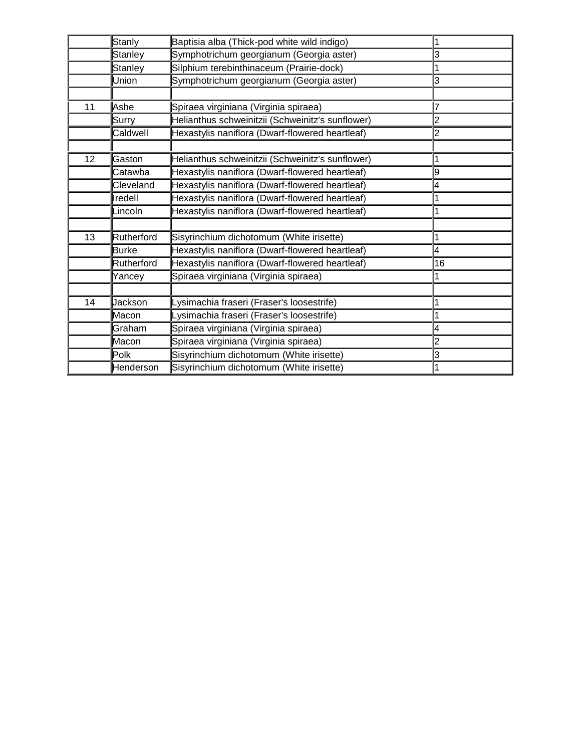| | | | |
|---|---|---|---|
| | Stanly | Baptisia alba (Thick-pod white wild indigo) | 1 |
| | Stanley | Symphotrichum georgianum (Georgia aster) | 3 |
| | Stanley | Silphium terebinthinaceum (Prairie-dock) | 1 |
| | Union | Symphotrichum georgianum (Georgia aster) | 3 |
| | | | |
| 11 | Ashe | Spiraea virginiana (Virginia spiraea) | 7 |
| | Surry | Helianthus schweinitzii (Schweinitz's sunflower) | 2 |
| | Caldwell | Hexastylis naniflora (Dwarf-flowered heartleaf) | 2 |
| | | | |
| 12 | Gaston | Helianthus schweinitzii (Schweinitz's sunflower) | 1 |
| | Catawba | Hexastylis naniflora (Dwarf-flowered heartleaf) | 9 |
| | Cleveland | Hexastylis naniflora (Dwarf-flowered heartleaf) | 4 |
| | Iredell | Hexastylis naniflora (Dwarf-flowered heartleaf) | 1 |
| | Lincoln | Hexastylis naniflora (Dwarf-flowered heartleaf) | 1 |
| | | | |
| 13 | Rutherford | Sisyrinchium dichotomum (White irisette) | 1 |
| | Burke | Hexastylis naniflora (Dwarf-flowered heartleaf) | 4 |
| | Rutherford | Hexastylis naniflora (Dwarf-flowered heartleaf) | 16 |
| | Yancey | Spiraea virginiana (Virginia spiraea) | 1 |
| | | | |
| 14 | Jackson | Lysimachia fraseri (Fraser's loosestrife) | 1 |
| | Macon | Lysimachia fraseri (Fraser's loosestrife) | 1 |
| | Graham | Spiraea virginiana (Virginia spiraea) | 4 |
| | Macon | Spiraea virginiana (Virginia spiraea) | 2 |
| | Polk | Sisyrinchium dichotomum (White irisette) | 3 |
| | Henderson | Sisyrinchium dichotomum (White irisette) | 1 |